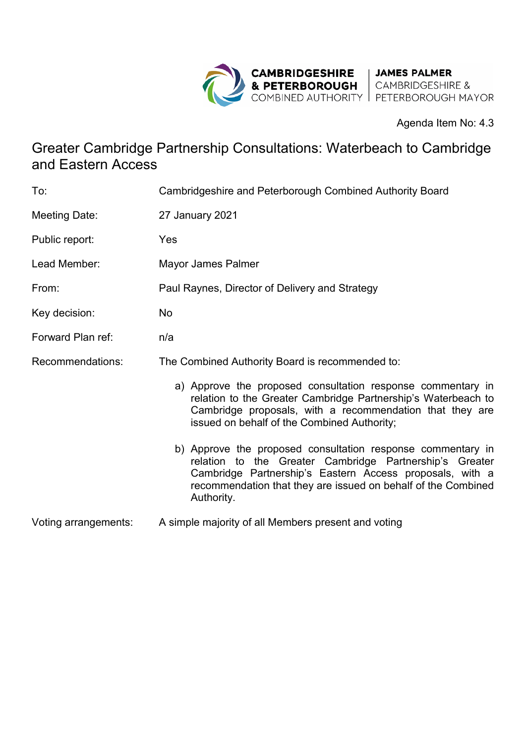CAMBRIDGESHIRE & PETERBOROUGH COMBINED AUTHORITY | JAMES PALMER CAMBRIDGESHIRE & PETERBOROUGH MAYOR

Agenda Item No: 4.3

# Greater Cambridge Partnership Consultations: Waterbeach to Cambridge and Eastern Access

| | |
|---|---|
| To: | Cambridgeshire and Peterborough Combined Authority Board |
| Meeting Date: | 27 January 2021 |
| Public report: | Yes |
| Lead Member: | Mayor James Palmer |
| From: | Paul Raynes, Director of Delivery and Strategy |
| Key decision: | No |
| Forward Plan ref: | n/a |
| Recommendations: | The Combined Authority Board is recommended to: |

a) Approve the proposed consultation response commentary in relation to the Greater Cambridge Partnership's Waterbeach to Cambridge proposals, with a recommendation that they are issued on behalf of the Combined Authority;

b) Approve the proposed consultation response commentary in relation to the Greater Cambridge Partnership's Greater Cambridge Partnership's Eastern Access proposals, with a recommendation that they are issued on behalf of the Combined Authority.

| | |
|---|---|
| Voting arrangements: | A simple majority of all Members present and voting |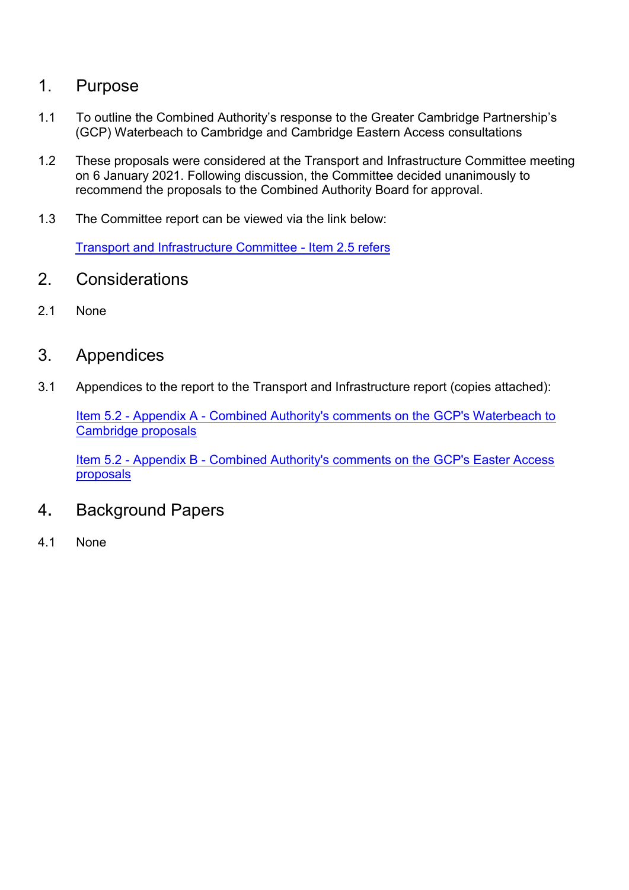## 1. Purpose

1.1 To outline the Combined Authority's response to the Greater Cambridge Partnership's (GCP) Waterbeach to Cambridge and Cambridge Eastern Access consultations

1.2 These proposals were considered at the Transport and Infrastructure Committee meeting on 6 January 2021. Following discussion, the Committee decided unanimously to recommend the proposals to the Combined Authority Board for approval.

1.3 The Committee report can be viewed via the link below:

Transport and Infrastructure Committee - Item 2.5 refers

## 2. Considerations

2.1 None

## 3. Appendices

3.1 Appendices to the report to the Transport and Infrastructure report (copies attached):

Item 5.2 - Appendix A - Combined Authority's comments on the GCP's Waterbeach to Cambridge proposals

Item 5.2 - Appendix B - Combined Authority's comments on the GCP's Easter Access proposals

## 4. Background Papers

4.1 None